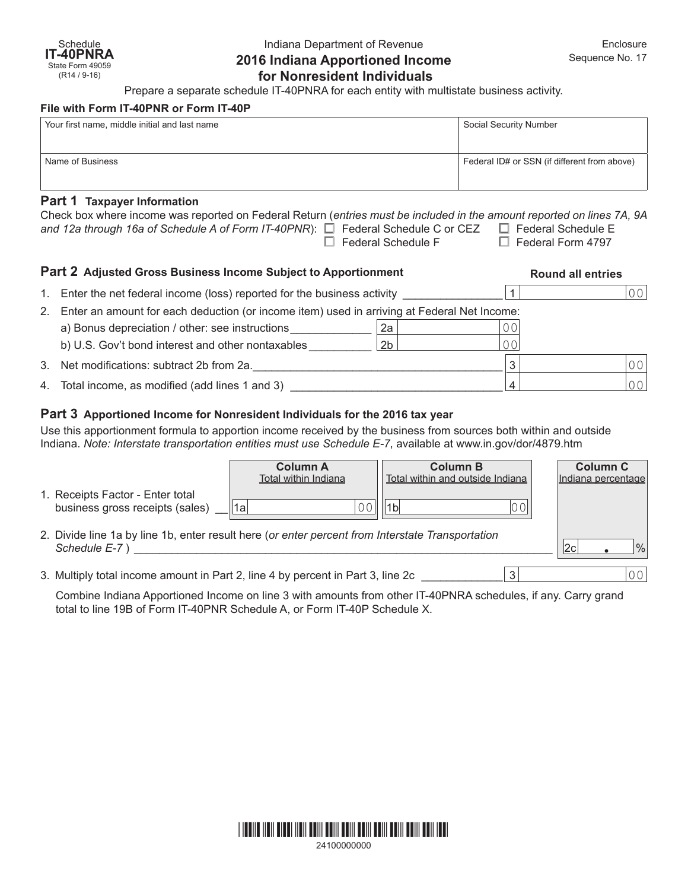Schedule **IT-40PNRA**
State Form 49059
(R14 / 9-16)

Indiana Department of Revenue

# 2016 Indiana Apportioned Income for Nonresident Individuals

Enclosure Sequence No. 17

Prepare a separate schedule IT-40PNRA for each entity with multistate business activity.

**File with Form IT-40PNR or Form IT-40P**

| Your first name, middle initial and last name | Social Security Number |
|---|---|
| | |
| **Name of Business** | **Federal ID# or SSN (if different from above)** |
| | |

## Part 1 Taxpayer Information

Check box where income was reported on Federal Return (*entries must be included in the amount reported on lines 7A, 9A and 12a through 16a of Schedule A of Form IT-40PNR*):

☐ Federal Schedule C or CEZ ☐ Federal Schedule E
☐ Federal Schedule F ☐ Federal Form 4797

## Part 2 Adjusted Gross Business Income Subject to Apportionment

**Round all entries**

1. Enter the net federal income (loss) reported for the business activity ________ 1 .00
2. Enter an amount for each deduction (or income item) used in arriving at Federal Net Income:
   a) Bonus depreciation / other: see instructions ________ 2a .00
   b) U.S. Gov't bond interest and other nontaxables ________ 2b .00
3. Net modifications: subtract 2b from 2a. ________ 3 .00
4. Total income, as modified (add lines 1 and 3) ________ 4 .00

## Part 3 Apportioned Income for Nonresident Individuals for the 2016 tax year

Use this apportionment formula to apportion income received by the business from sources both within and outside Indiana. *Note: Interstate transportation entities must use Schedule E-7*, available at www.in.gov/dor/4879.htm

| | Column A Total within Indiana | Column B Total within and outside Indiana | Column C Indiana percentage |
|---|---|---|---|
| 1. Receipts Factor - Enter total business gross receipts (sales) | 1a .00 | 1b .00 | |

2. Divide line 1a by line 1b, enter result here (*or enter percent from Interstate Transportation Schedule E-7* ) ________ 2c . %

3. Multiply total income amount in Part 2, line 4 by percent in Part 3, line 2c ________ 3 .00

Combine Indiana Apportioned Income on line 3 with amounts from other IT-40PNRA schedules, if any. Carry grand total to line 19B of Form IT-40PNR Schedule A, or Form IT-40P Schedule X.

24100000000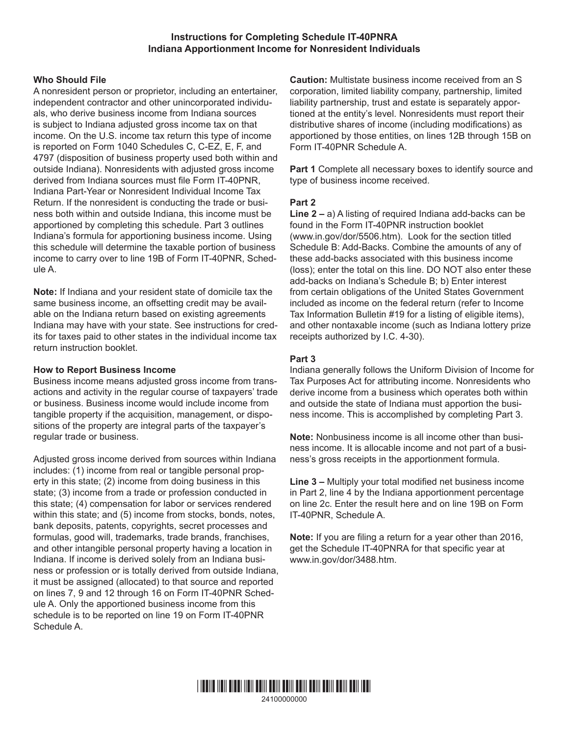# Instructions for Completing Schedule IT-40PNRA
## Indiana Apportionment Income for Nonresident Individuals

**Who Should File**

A nonresident person or proprietor, including an entertainer, independent contractor and other unincorporated individuals, who derive business income from Indiana sources is subject to Indiana adjusted gross income tax on that income. On the U.S. income tax return this type of income is reported on Form 1040 Schedules C, C-EZ, E, F, and 4797 (disposition of business property used both within and outside Indiana). Nonresidents with adjusted gross income derived from Indiana sources must file Form IT-40PNR, Indiana Part-Year or Nonresident Individual Income Tax Return. If the nonresident is conducting the trade or business both within and outside Indiana, this income must be apportioned by completing this schedule. Part 3 outlines Indiana's formula for apportioning business income. Using this schedule will determine the taxable portion of business income to carry over to line 19B of Form IT-40PNR, Schedule A.

**Note:** If Indiana and your resident state of domicile tax the same business income, an offsetting credit may be available on the Indiana return based on existing agreements Indiana may have with your state. See instructions for credits for taxes paid to other states in the individual income tax return instruction booklet.

**How to Report Business Income**

Business income means adjusted gross income from transactions and activity in the regular course of taxpayers' trade or business. Business income would include income from tangible property if the acquisition, management, or dispositions of the property are integral parts of the taxpayer's regular trade or business.

Adjusted gross income derived from sources within Indiana includes: (1) income from real or tangible personal property in this state; (2) income from doing business in this state; (3) income from a trade or profession conducted in this state; (4) compensation for labor or services rendered within this state; and (5) income from stocks, bonds, notes, bank deposits, patents, copyrights, secret processes and formulas, good will, trademarks, trade brands, franchises, and other intangible personal property having a location in Indiana. If income is derived solely from an Indiana business or profession or is totally derived from outside Indiana, it must be assigned (allocated) to that source and reported on lines 7, 9 and 12 through 16 on Form IT-40PNR Schedule A. Only the apportioned business income from this schedule is to be reported on line 19 on Form IT-40PNR Schedule A.

**Caution:** Multistate business income received from an S corporation, limited liability company, partnership, limited liability partnership, trust and estate is separately apportioned at the entity's level. Nonresidents must report their distributive shares of income (including modifications) as apportioned by those entities, on lines 12B through 15B on Form IT-40PNR Schedule A.

**Part 1** Complete all necessary boxes to identify source and type of business income received.

**Part 2**

**Line 2 –** a) A listing of required Indiana add-backs can be found in the Form IT-40PNR instruction booklet (www.in.gov/dor/5506.htm). Look for the section titled Schedule B: Add-Backs. Combine the amounts of any of these add-backs associated with this business income (loss); enter the total on this line. DO NOT also enter these add-backs on Indiana's Schedule B; b) Enter interest from certain obligations of the United States Government included as income on the federal return (refer to Income Tax Information Bulletin #19 for a listing of eligible items), and other nontaxable income (such as Indiana lottery prize receipts authorized by I.C. 4-30).

**Part 3**

Indiana generally follows the Uniform Division of Income for Tax Purposes Act for attributing income. Nonresidents who derive income from a business which operates both within and outside the state of Indiana must apportion the business income. This is accomplished by completing Part 3.

**Note:** Nonbusiness income is all income other than business income. It is allocable income and not part of a business's gross receipts in the apportionment formula.

**Line 3 –** Multiply your total modified net business income in Part 2, line 4 by the Indiana apportionment percentage on line 2c. Enter the result here and on line 19B on Form IT-40PNR, Schedule A.

**Note:** If you are filing a return for a year other than 2016, get the Schedule IT-40PNRA for that specific year at www.in.gov/dor/3488.htm.

24100000000